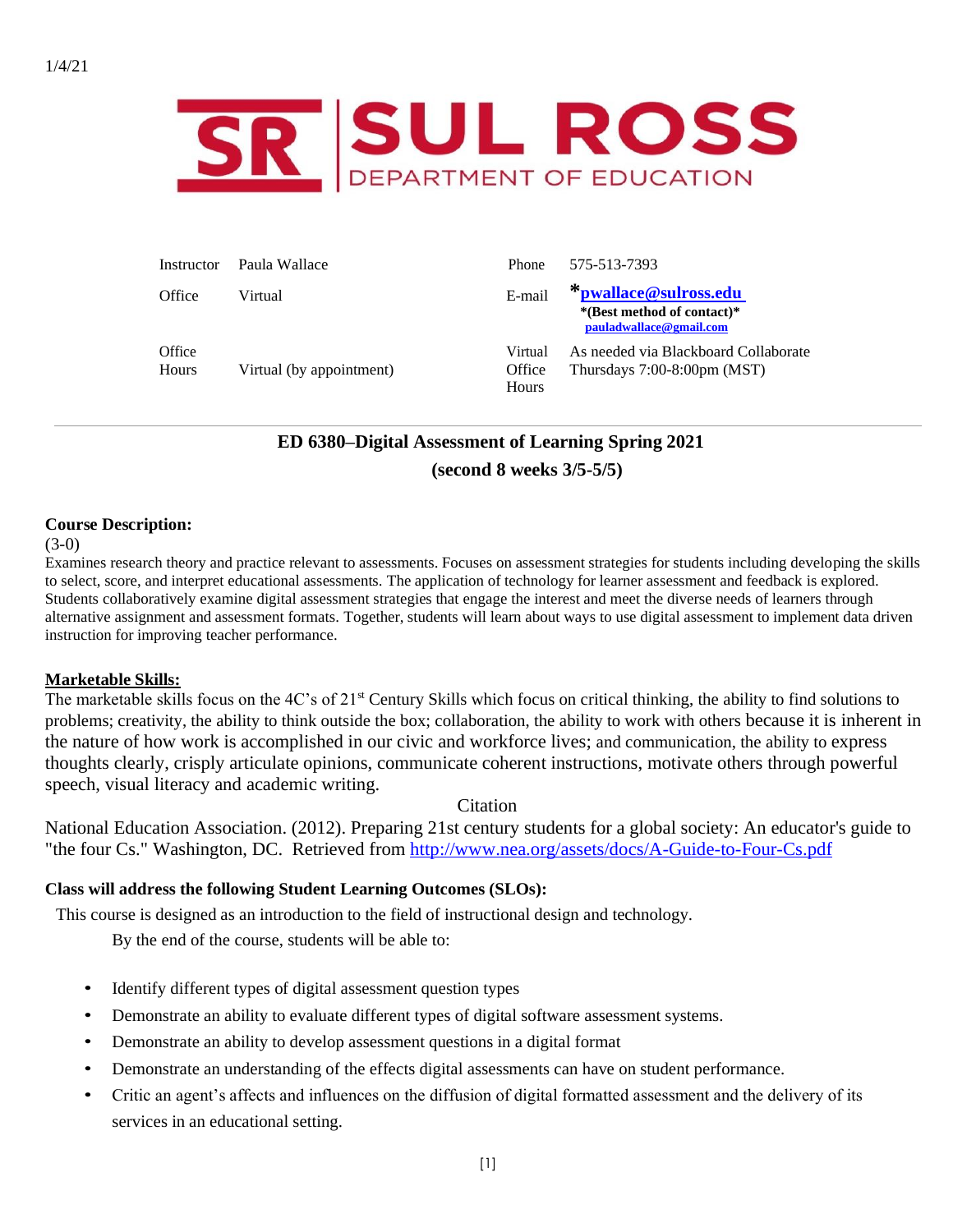1/4/21

SUL ROSS DEPARTMENT OF EDUCATION

| Instructor | Paula Wallace | Phone | 575-513-7393 |
| --- | --- | --- | --- |
| Office | Virtual | E-mail | ***pwallace@sulross.edu** *(Best method of contact)* pauladwallace@gmail.com |
| Office Hours | Virtual (by appointment) | Virtual Office Hours | As needed via Blackboard Collaborate Thursdays 7:00-8:00pm (MST) |

## ED 6380–Digital Assessment of Learning Spring 2021 (second 8 weeks 3/5-5/5)

**Course Description:**

(3-0)

Examines research theory and practice relevant to assessments. Focuses on assessment strategies for students including developing the skills to select, score, and interpret educational assessments. The application of technology for learner assessment and feedback is explored. Students collaboratively examine digital assessment strategies that engage the interest and meet the diverse needs of learners through alternative assignment and assessment formats. Together, students will learn about ways to use digital assessment to implement data driven instruction for improving teacher performance.

**Marketable Skills:**

The marketable skills focus on the 4C's of 21st Century Skills which focus on critical thinking, the ability to find solutions to problems; creativity, the ability to think outside the box; collaboration, the ability to work with others because it is inherent in the nature of how work is accomplished in our civic and workforce lives; and communication, the ability to express thoughts clearly, crisply articulate opinions, communicate coherent instructions, motivate others through powerful speech, visual literacy and academic writing.

Citation

National Education Association. (2012). Preparing 21st century students for a global society: An educator's guide to "the four Cs." Washington, DC. Retrieved from http://www.nea.org/assets/docs/A-Guide-to-Four-Cs.pdf

**Class will address the following Student Learning Outcomes (SLOs):**

This course is designed as an introduction to the field of instructional design and technology.

By the end of the course, students will be able to:

- Identify different types of digital assessment question types
- Demonstrate an ability to evaluate different types of digital software assessment systems.
- Demonstrate an ability to develop assessment questions in a digital format
- Demonstrate an understanding of the effects digital assessments can have on student performance.
- Critic an agent's affects and influences on the diffusion of digital formatted assessment and the delivery of its services in an educational setting.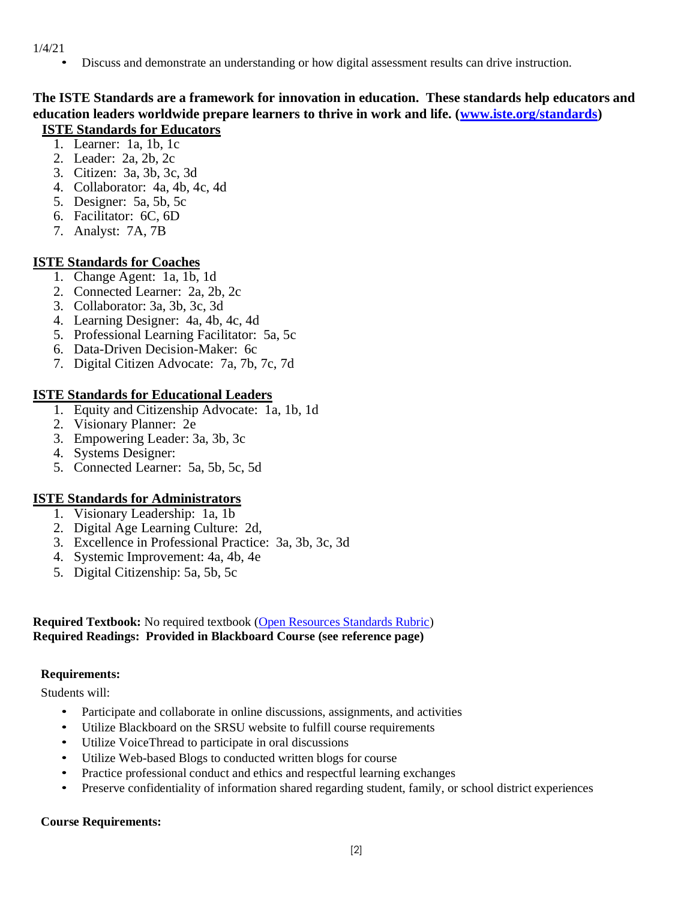1/4/21

- Discuss and demonstrate an understanding or how digital assessment results can drive instruction.

**The ISTE Standards are a framework for innovation in education. These standards help educators and education leaders worldwide prepare learners to thrive in work and life. ([www.iste.org/standards](www.iste.org/standards))**

**ISTE Standards for Educators**

1. Learner: 1a, 1b, 1c
2. Leader: 2a, 2b, 2c
3. Citizen: 3a, 3b, 3c, 3d
4. Collaborator: 4a, 4b, 4c, 4d
5. Designer: 5a, 5b, 5c
6. Facilitator: 6C, 6D
7. Analyst: 7A, 7B

**ISTE Standards for Coaches**

1. Change Agent: 1a, 1b, 1d
2. Connected Learner: 2a, 2b, 2c
3. Collaborator: 3a, 3b, 3c, 3d
4. Learning Designer: 4a, 4b, 4c, 4d
5. Professional Learning Facilitator: 5a, 5c
6. Data-Driven Decision-Maker: 6c
7. Digital Citizen Advocate: 7a, 7b, 7c, 7d

**ISTE Standards for Educational Leaders**

1. Equity and Citizenship Advocate: 1a, 1b, 1d
2. Visionary Planner: 2e
3. Empowering Leader: 3a, 3b, 3c
4. Systems Designer:
5. Connected Learner: 5a, 5b, 5c, 5d

**ISTE Standards for Administrators**

1. Visionary Leadership: 1a, 1b
2. Digital Age Learning Culture: 2d,
3. Excellence in Professional Practice: 3a, 3b, 3c, 3d
4. Systemic Improvement: 4a, 4b, 4e
5. Digital Citizenship: 5a, 5b, 5c

**Required Textbook:** No required textbook (Open Resources Standards Rubric)
**Required Readings: Provided in Blackboard Course (see reference page)**

**Requirements:**

Students will:

- Participate and collaborate in online discussions, assignments, and activities
- Utilize Blackboard on the SRSU website to fulfill course requirements
- Utilize VoiceThread to participate in oral discussions
- Utilize Web-based Blogs to conducted written blogs for course
- Practice professional conduct and ethics and respectful learning exchanges
- Preserve confidentiality of information shared regarding student, family, or school district experiences

**Course Requirements:**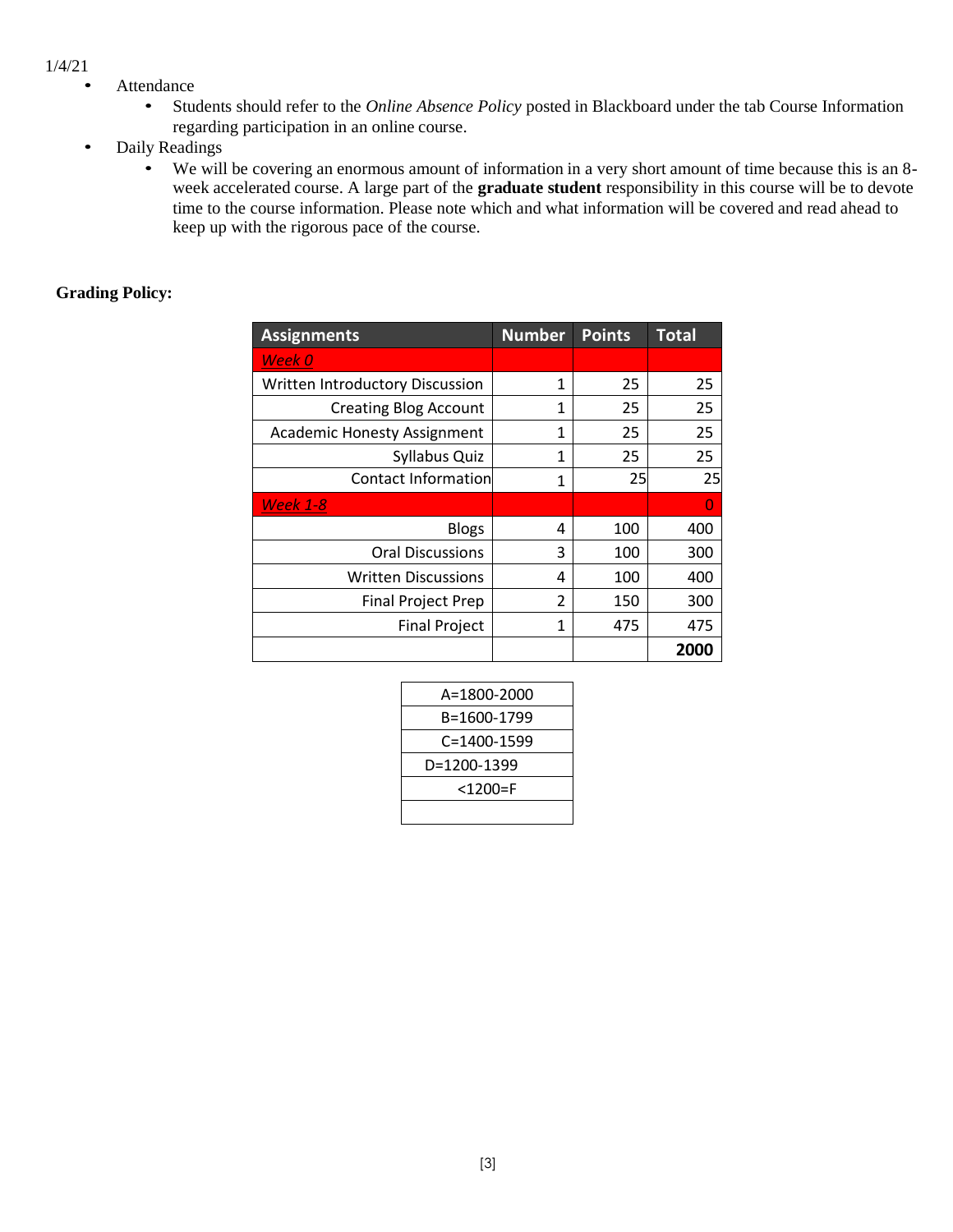1/4/21

- Attendance
  - Students should refer to the *Online Absence Policy* posted in Blackboard under the tab Course Information regarding participation in an online course.
- Daily Readings
  - We will be covering an enormous amount of information in a very short amount of time because this is an 8-week accelerated course. A large part of the **graduate student** responsibility in this course will be to devote time to the course information. Please note which and what information will be covered and read ahead to keep up with the rigorous pace of the course.

**Grading Policy:**

| Assignments | Number | Points | Total |
|---|---|---|---|
| *Week 0* | | | |
| Written Introductory Discussion | 1 | 25 | 25 |
| Creating Blog Account | 1 | 25 | 25 |
| Academic Honesty Assignment | 1 | 25 | 25 |
| Syllabus Quiz | 1 | 25 | 25 |
| Contact Information | 1 | 25 | 25 |
| *Week 1-8* | | | 0 |
| Blogs | 4 | 100 | 400 |
| Oral Discussions | 3 | 100 | 300 |
| Written Discussions | 4 | 100 | 400 |
| Final Project Prep | 2 | 150 | 300 |
| Final Project | 1 | 475 | 475 |
| | | | **2000** |

| Grade Scale |
|---|
| A=1800-2000 |
| B=1600-1799 |
| C=1400-1599 |
| D=1200-1399 |
| <1200=F |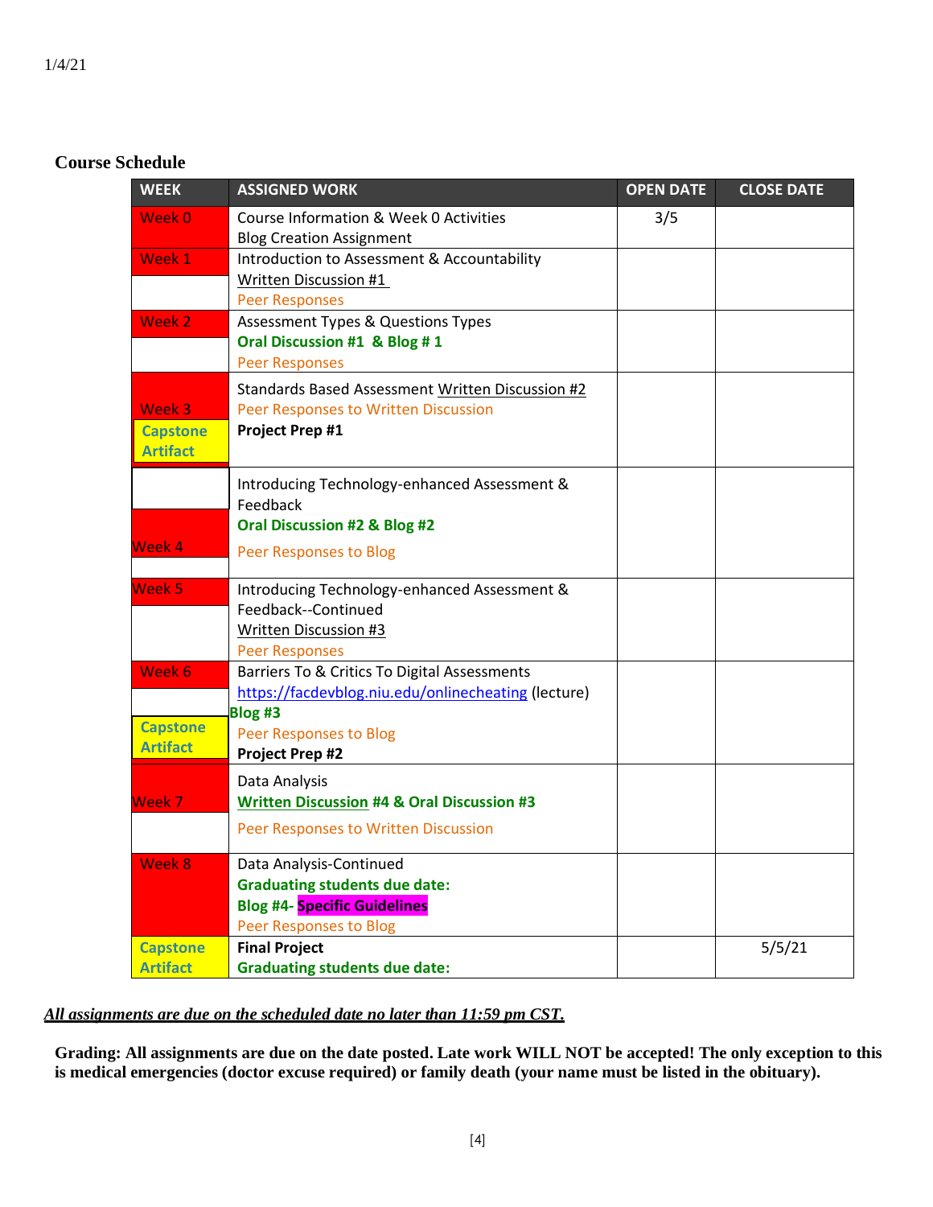1/4/21

**Course Schedule**

| WEEK | ASSIGNED WORK | OPEN DATE | CLOSE DATE |
|---|---|---|---|
| Week 0 | Course Information & Week 0 Activities<br>Blog Creation Assignment | 3/5 | |
| Week 1 | Introduction to Assessment & Accountability<br>Written Discussion #1<br>Peer Responses | | |
| Week 2 | Assessment Types & Questions Types<br>**Oral Discussion #1 & Blog # 1**<br>Peer Responses | | |
| Week 3<br>Capstone Artifact | Standards Based Assessment Written Discussion #2<br>Peer Responses to Written Discussion<br>**Project Prep #1** | | |
| Week 4 | Introducing Technology-enhanced Assessment & Feedback<br>**Oral Discussion #2 & Blog #2**<br>Peer Responses to Blog | | |
| Week 5 | Introducing Technology-enhanced Assessment & Feedback--Continued<br>Written Discussion #3<br>Peer Responses | | |
| Week 6<br>Capstone Artifact | Barriers To & Critics To Digital Assessments<br>https://facdevblog.niu.edu/onlinecheating (lecture)<br>**Blog #3**<br>Peer Responses to Blog<br>**Project Prep #2** | | |
| Week 7 | Data Analysis<br>**Written Discussion #4 & Oral Discussion #3**<br>Peer Responses to Written Discussion | | |
| Week 8 | Data Analysis-Continued<br>**Graduating students due date:**<br>**Blog #4- Specific Guidelines**<br>Peer Responses to Blog | | |
| Capstone Artifact | **Final Project**<br>**Graduating students due date:** | | 5/5/21 |

***All assignments are due on the scheduled date no later than 11:59 pm CST.***

**Grading: All assignments are due on the date posted. Late work WILL NOT be accepted! The only exception to this is medical emergencies (doctor excuse required) or family death (your name must be listed in the obituary).**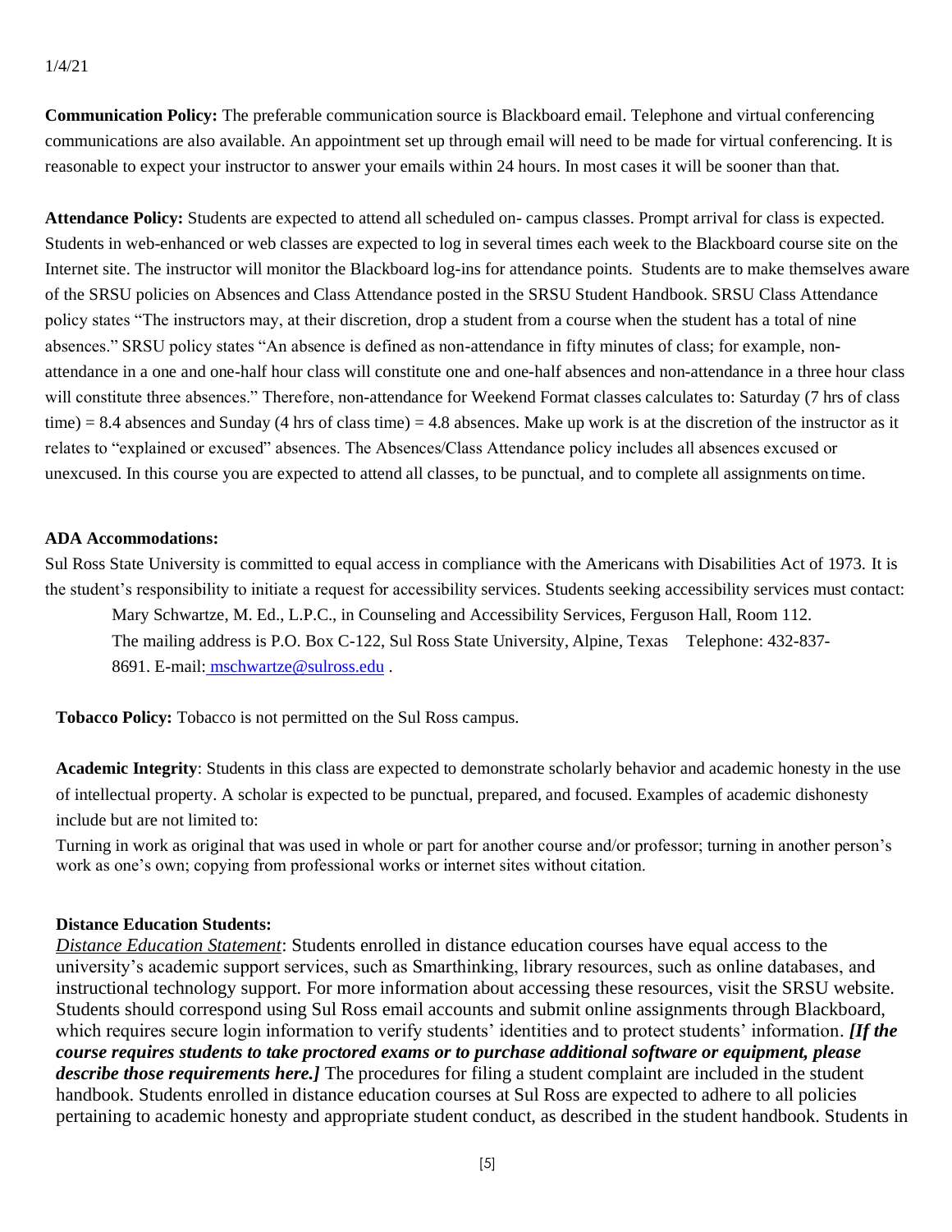1/4/21

**Communication Policy:** The preferable communication source is Blackboard email. Telephone and virtual conferencing communications are also available. An appointment set up through email will need to be made for virtual conferencing. It is reasonable to expect your instructor to answer your emails within 24 hours. In most cases it will be sooner than that.

**Attendance Policy:** Students are expected to attend all scheduled on- campus classes. Prompt arrival for class is expected. Students in web-enhanced or web classes are expected to log in several times each week to the Blackboard course site on the Internet site. The instructor will monitor the Blackboard log-ins for attendance points. Students are to make themselves aware of the SRSU policies on Absences and Class Attendance posted in the SRSU Student Handbook. SRSU Class Attendance policy states "The instructors may, at their discretion, drop a student from a course when the student has a total of nine absences." SRSU policy states "An absence is defined as non-attendance in fifty minutes of class; for example, non-attendance in a one and one-half hour class will constitute one and one-half absences and non-attendance in a three hour class will constitute three absences." Therefore, non-attendance for Weekend Format classes calculates to: Saturday (7 hrs of class time) = 8.4 absences and Sunday (4 hrs of class time) = 4.8 absences. Make up work is at the discretion of the instructor as it relates to "explained or excused" absences. The Absences/Class Attendance policy includes all absences excused or unexcused. In this course you are expected to attend all classes, to be punctual, and to complete all assignments on time.

**ADA Accommodations:**

Sul Ross State University is committed to equal access in compliance with the Americans with Disabilities Act of 1973. It is the student's responsibility to initiate a request for accessibility services. Students seeking accessibility services must contact:

Mary Schwartze, M. Ed., L.P.C., in Counseling and Accessibility Services, Ferguson Hall, Room 112. The mailing address is P.O. Box C-122, Sul Ross State University, Alpine, Texas Telephone: 432-837-8691. E-mail: mschwartze@sulross.edu .

**Tobacco Policy:** Tobacco is not permitted on the Sul Ross campus.

**Academic Integrity**: Students in this class are expected to demonstrate scholarly behavior and academic honesty in the use of intellectual property. A scholar is expected to be punctual, prepared, and focused. Examples of academic dishonesty include but are not limited to:

Turning in work as original that was used in whole or part for another course and/or professor; turning in another person's work as one's own; copying from professional works or internet sites without citation.

**Distance Education Students:**

*Distance Education Statement*: Students enrolled in distance education courses have equal access to the university's academic support services, such as Smarthinking, library resources, such as online databases, and instructional technology support. For more information about accessing these resources, visit the SRSU website. Students should correspond using Sul Ross email accounts and submit online assignments through Blackboard, which requires secure login information to verify students' identities and to protect students' information. ***[If the course requires students to take proctored exams or to purchase additional software or equipment, please describe those requirements here.]*** The procedures for filing a student complaint are included in the student handbook. Students enrolled in distance education courses at Sul Ross are expected to adhere to all policies pertaining to academic honesty and appropriate student conduct, as described in the student handbook. Students in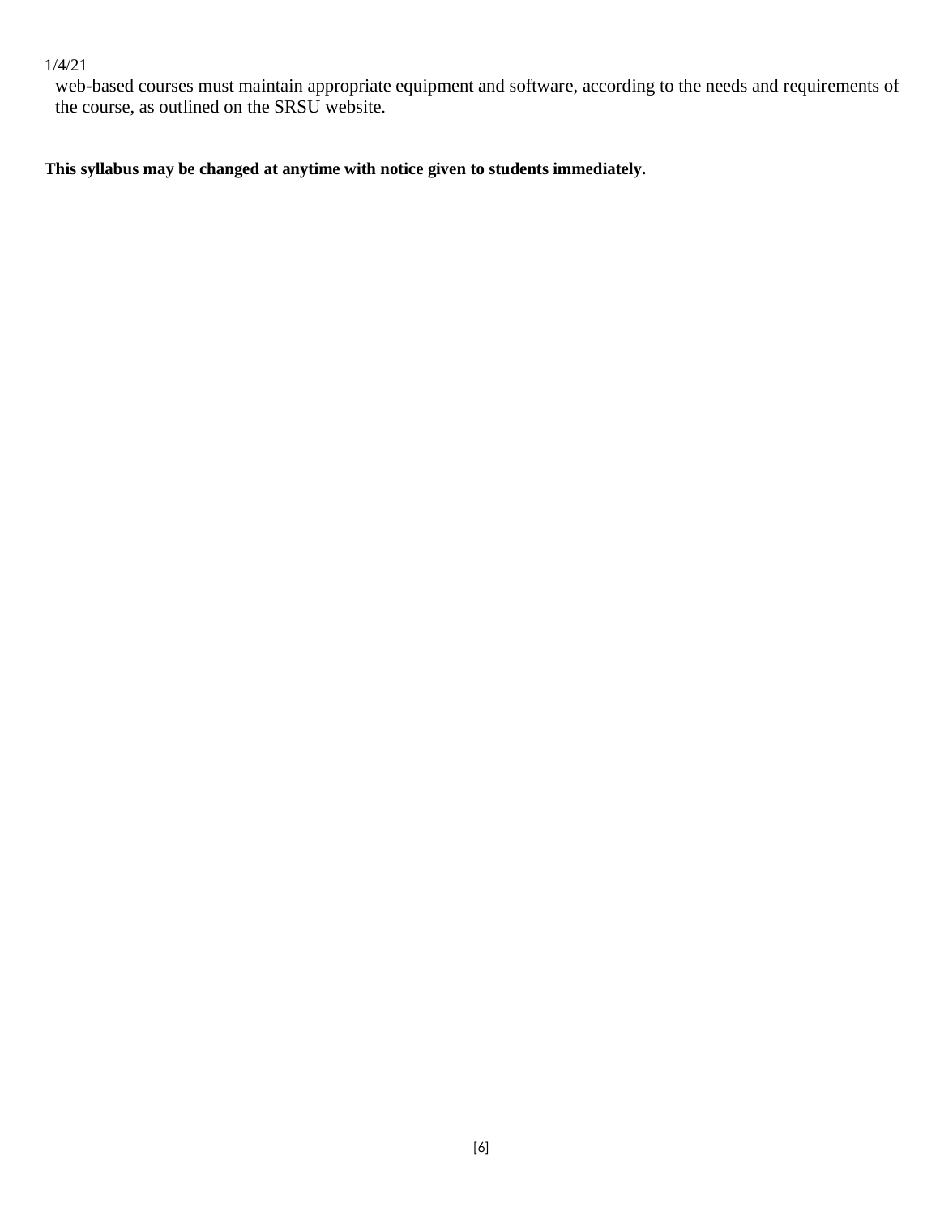web-based courses must maintain appropriate equipment and software, according to the needs and requirements of the course, as outlined on the SRSU website.

**This syllabus may be changed at anytime with notice given to students immediately.**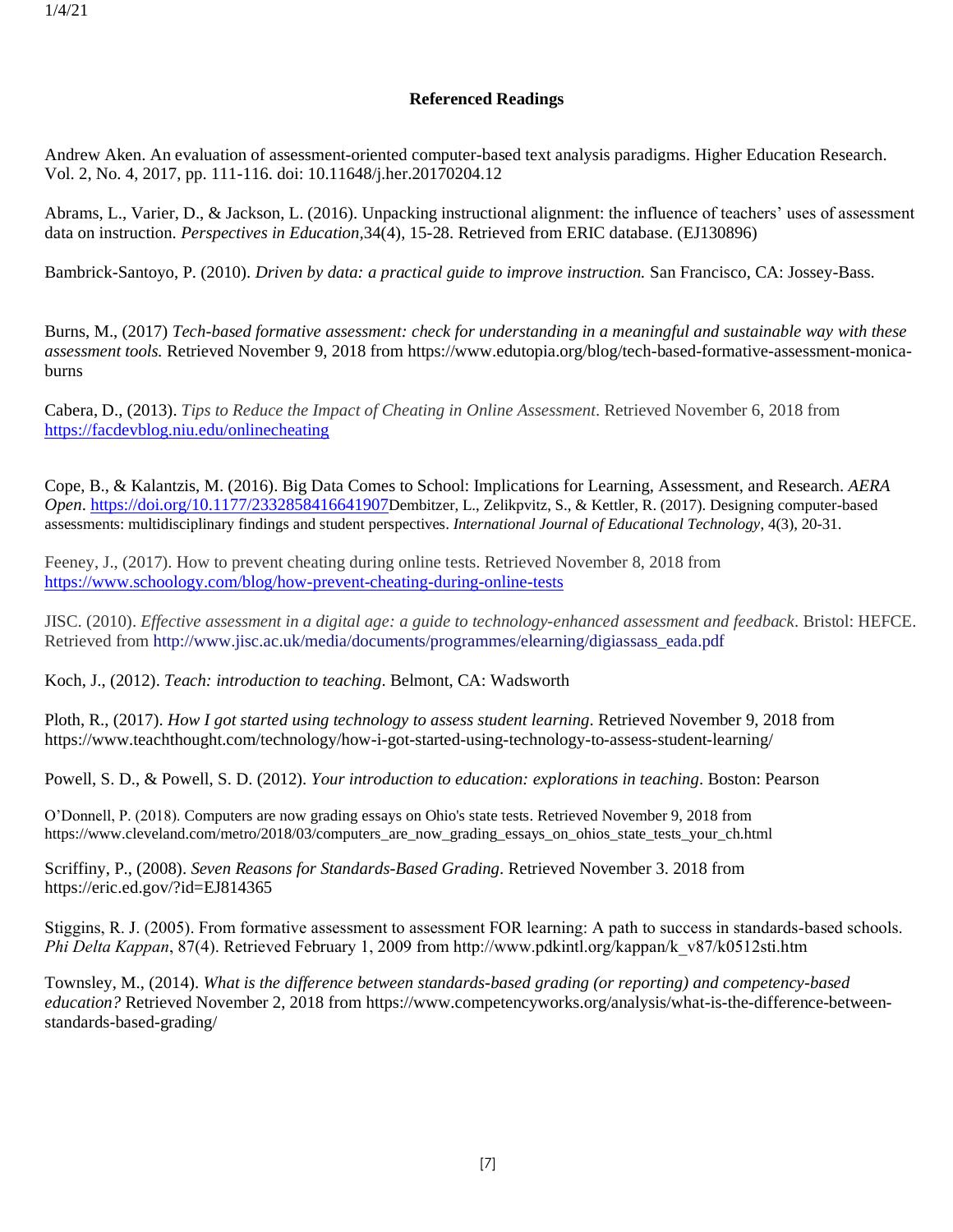**Referenced Readings**

Andrew Aken. An evaluation of assessment-oriented computer-based text analysis paradigms. Higher Education Research. Vol. 2, No. 4, 2017, pp. 111-116. doi: 10.11648/j.her.20170204.12

Abrams, L., Varier, D., & Jackson, L. (2016). Unpacking instructional alignment: the influence of teachers' uses of assessment data on instruction. *Perspectives in Education,*34(4), 15-28. Retrieved from ERIC database. (EJ130896)

Bambrick-Santoyo, P. (2010). *Driven by data: a practical guide to improve instruction.* San Francisco, CA: Jossey-Bass.

Burns, M., (2017) *Tech-based formative assessment: check for understanding in a meaningful and sustainable way with these assessment tools.* Retrieved November 9, 2018 from https://www.edutopia.org/blog/tech-based-formative-assessment-monica-burns

Cabera, D., (2013). *Tips to Reduce the Impact of Cheating in Online Assessment*. Retrieved November 6, 2018 from https://facdevblog.niu.edu/onlinecheating

Cope, B., & Kalantzis, M. (2016). Big Data Comes to School: Implications for Learning, Assessment, and Research. *AERA Open*. https://doi.org/10.1177/2332858416641907Dembitzer, L., Zelikpvitz, S., & Kettler, R. (2017). Designing computer-based assessments: multidisciplinary findings and student perspectives. *International Journal of Educational Technology*, 4(3), 20-31.

Feeney, J., (2017). How to prevent cheating during online tests. Retrieved November 8, 2018 from https://www.schoology.com/blog/how-prevent-cheating-during-online-tests

JISC. (2010). *Effective assessment in a digital age: a guide to technology-enhanced assessment and feedback*. Bristol: HEFCE. Retrieved from http://www.jisc.ac.uk/media/documents/programmes/elearning/digiassass_eada.pdf

Koch, J., (2012). *Teach: introduction to teaching*. Belmont, CA: Wadsworth

Ploth, R., (2017). *How I got started using technology to assess student learning*. Retrieved November 9, 2018 from https://www.teachthought.com/technology/how-i-got-started-using-technology-to-assess-student-learning/

Powell, S. D., & Powell, S. D. (2012). *Your introduction to education: explorations in teaching*. Boston: Pearson

O'Donnell, P. (2018). Computers are now grading essays on Ohio's state tests. Retrieved November 9, 2018 from https://www.cleveland.com/metro/2018/03/computers_are_now_grading_essays_on_ohios_state_tests_your_ch.html

Scriffiny, P., (2008). *Seven Reasons for Standards-Based Grading*. Retrieved November 3. 2018 from https://eric.ed.gov/?id=EJ814365

Stiggins, R. J. (2005). From formative assessment to assessment FOR learning: A path to success in standards-based schools. *Phi Delta Kappan*, 87(4). Retrieved February 1, 2009 from http://www.pdkintl.org/kappan/k_v87/k0512sti.htm

Townsley, M., (2014). *What is the difference between standards-based grading (or reporting) and competency-based education?* Retrieved November 2, 2018 from https://www.competencyworks.org/analysis/what-is-the-difference-between-standards-based-grading/